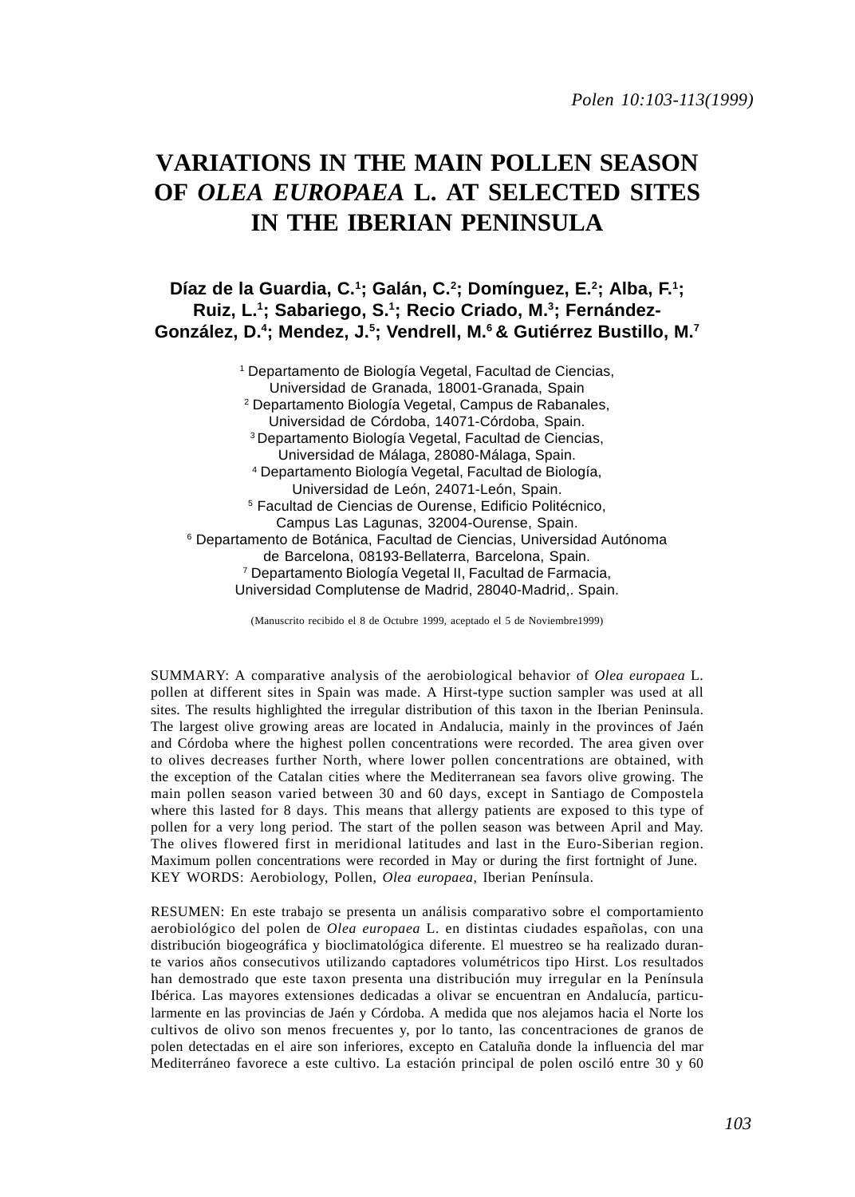# VARIATIONS IN THE MAIN POLLEN SEASON OF *OLEA EUROPAEA* L. AT SELECTED SITES IN THE IBERIAN PENINSULA

**Díaz de la Guardia, C.[1]; Galán, C.[2]; Domínguez, E.[2]; Alba, F.[1]; Ruiz, L.[1]; Sabariego, S.[1]; Recio Criado, M.[3]; Fernández-González, D.[4]; Mendez, J.[5]; Vendrell, M.[6] & Gutiérrez Bustillo, M.[7]**

[1] Departamento de Biología Vegetal, Facultad de Ciencias, Universidad de Granada, 18001-Granada, Spain
[2] Departamento Biología Vegetal, Campus de Rabanales, Universidad de Córdoba, 14071-Córdoba, Spain.
[3] Departamento Biología Vegetal, Facultad de Ciencias, Universidad de Málaga, 28080-Málaga, Spain.
[4] Departamento Biología Vegetal, Facultad de Biología, Universidad de León, 24071-León, Spain.
[5] Facultad de Ciencias de Ourense, Edificio Politécnico, Campus Las Lagunas, 32004-Ourense, Spain.
[6] Departamento de Botánica, Facultad de Ciencias, Universidad Autónoma de Barcelona, 08193-Bellaterra, Barcelona, Spain.
[7] Departamento Biología Vegetal II, Facultad de Farmacia, Universidad Complutense de Madrid, 28040-Madrid,. Spain.

(Manuscrito recibido el 8 de Octubre 1999, aceptado el 5 de Noviembre1999)

SUMMARY: A comparative analysis of the aerobiological behavior of *Olea europaea* L. pollen at different sites in Spain was made. A Hirst-type suction sampler was used at all sites. The results highlighted the irregular distribution of this taxon in the Iberian Peninsula. The largest olive growing areas are located in Andalucia, mainly in the provinces of Jaén and Córdoba where the highest pollen concentrations were recorded. The area given over to olives decreases further North, where lower pollen concentrations are obtained, with the exception of the Catalan cities where the Mediterranean sea favors olive growing. The main pollen season varied between 30 and 60 days, except in Santiago de Compostela where this lasted for 8 days. This means that allergy patients are exposed to this type of pollen for a very long period. The start of the pollen season was between April and May. The olives flowered first in meridional latitudes and last in the Euro-Siberian region. Maximum pollen concentrations were recorded in May or during the first fortnight of June.
KEY WORDS: Aerobiology, Pollen, *Olea europaea*, Iberian Península.

RESUMEN: En este trabajo se presenta un análisis comparativo sobre el comportamiento aerobiológico del polen de *Olea europaea* L. en distintas ciudades españolas, con una distribución biogeográfica y bioclimatológica diferente. El muestreo se ha realizado durante varios años consecutivos utilizando captadores volumétricos tipo Hirst. Los resultados han demostrado que este taxon presenta una distribución muy irregular en la Península Ibérica. Las mayores extensiones dedicadas a olivar se encuentran en Andalucía, particularmente en las provincias de Jaén y Córdoba. A medida que nos alejamos hacia el Norte los cultivos de olivo son menos frecuentes y, por lo tanto, las concentraciones de granos de polen detectadas en el aire son inferiores, excepto en Cataluña donde la influencia del mar Mediterráneo favorece a este cultivo. La estación principal de polen osciló entre 30 y 60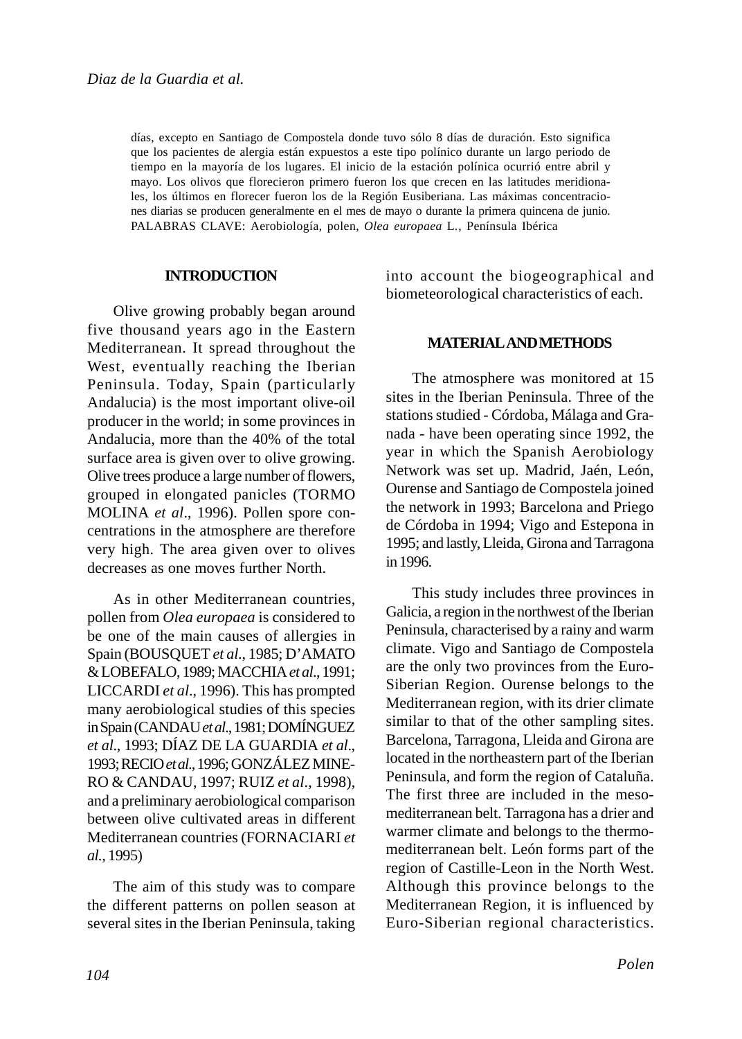días, excepto en Santiago de Compostela donde tuvo sólo 8 días de duración. Esto significa que los pacientes de alergia están expuestos a este tipo polínico durante un largo periodo de tiempo en la mayoría de los lugares. El inicio de la estación polínica ocurrió entre abril y mayo. Los olivos que florecieron primero fueron los que crecen en las latitudes meridionales, los últimos en florecer fueron los de la Región Eusiberiana. Las máximas concentraciones diarias se producen generalmente en el mes de mayo o durante la primera quincena de junio.
PALABRAS CLAVE: Aerobiología, polen, *Olea europaea* L., Península Ibérica

## INTRODUCTION

Olive growing probably began around five thousand years ago in the Eastern Mediterranean. It spread throughout the West, eventually reaching the Iberian Peninsula. Today, Spain (particularly Andalucia) is the most important olive-oil producer in the world; in some provinces in Andalucia, more than the 40% of the total surface area is given over to olive growing. Olive trees produce a large number of flowers, grouped in elongated panicles (TORMO MOLINA *et al*., 1996). Pollen spore concentrations in the atmosphere are therefore very high. The area given over to olives decreases as one moves further North.

As in other Mediterranean countries, pollen from *Olea europaea* is considered to be one of the main causes of allergies in Spain (BOUSQUET *et al*., 1985; D'AMATO & LOBEFALO, 1989; MACCHIA *et al*., 1991; LICCARDI *et al*., 1996). This has prompted many aerobiological studies of this species in Spain (CANDAU *et al*., 1981; DOMÍNGUEZ *et al*., 1993; DÍAZ DE LA GUARDIA *et al*., 1993; RECIO *et al*., 1996; GONZÁLEZ MINERO & CANDAU, 1997; RUIZ *et al*., 1998), and a preliminary aerobiological comparison between olive cultivated areas in different Mediterranean countries (FORNACIARI *et al.*, 1995)

The aim of this study was to compare the different patterns on pollen season at several sites in the Iberian Peninsula, taking into account the biogeographical and biometeorological characteristics of each.

## MATERIAL AND METHODS

The atmosphere was monitored at 15 sites in the Iberian Peninsula. Three of the stations studied - Córdoba, Málaga and Granada - have been operating since 1992, the year in which the Spanish Aerobiology Network was set up. Madrid, Jaén, León, Ourense and Santiago de Compostela joined the network in 1993; Barcelona and Priego de Córdoba in 1994; Vigo and Estepona in 1995; and lastly, Lleida, Girona and Tarragona in 1996.

This study includes three provinces in Galicia, a region in the northwest of the Iberian Peninsula, characterised by a rainy and warm climate. Vigo and Santiago de Compostela are the only two provinces from the Euro-Siberian Region. Ourense belongs to the Mediterranean region, with its drier climate similar to that of the other sampling sites. Barcelona, Tarragona, Lleida and Girona are located in the northeastern part of the Iberian Peninsula, and form the region of Cataluña. The first three are included in the meso-mediterranean belt. Tarragona has a drier and warmer climate and belongs to the thermo-mediterranean belt. León forms part of the region of Castille-Leon in the North West. Although this province belongs to the Mediterranean Region, it is influenced by Euro-Siberian regional characteristics.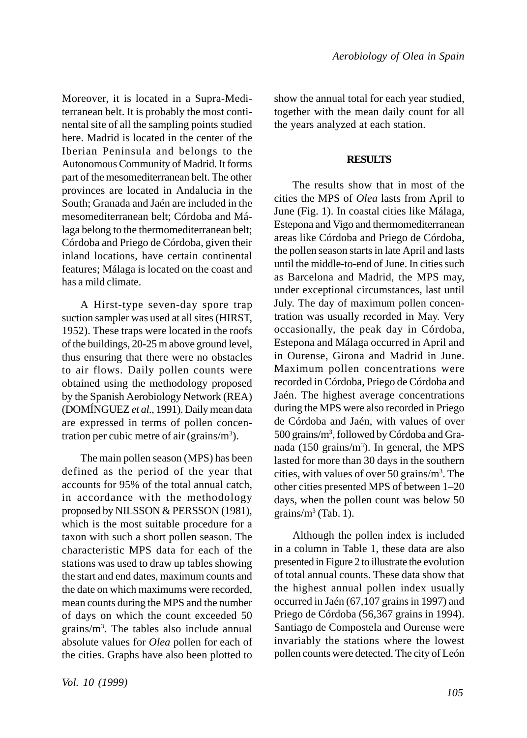Moreover, it is located in a Supra-Mediterranean belt. It is probably the most continental site of all the sampling points studied here. Madrid is located in the center of the Iberian Peninsula and belongs to the Autonomous Community of Madrid. It forms part of the mesomediterranean belt. The other provinces are located in Andalucia in the South; Granada and Jaén are included in the mesomediterranean belt; Córdoba and Málaga belong to the thermomediterranean belt; Córdoba and Priego de Córdoba, given their inland locations, have certain continental features; Málaga is located on the coast and has a mild climate.

A Hirst-type seven-day spore trap suction sampler was used at all sites (HIRST, 1952). These traps were located in the roofs of the buildings, 20-25 m above ground level, thus ensuring that there were no obstacles to air flows. Daily pollen counts were obtained using the methodology proposed by the Spanish Aerobiology Network (REA) (DOMÍNGUEZ *et al*., 1991). Daily mean data are expressed in terms of pollen concentration per cubic metre of air (grains/$m^3$).

The main pollen season (MPS) has been defined as the period of the year that accounts for 95% of the total annual catch, in accordance with the methodology proposed by NILSSON & PERSSON (1981), which is the most suitable procedure for a taxon with such a short pollen season. The characteristic MPS data for each of the stations was used to draw up tables showing the start and end dates, maximum counts and the date on which maximums were recorded, mean counts during the MPS and the number of days on which the count exceeded 50 grains/$m^3$. The tables also include annual absolute values for *Olea* pollen for each of the cities. Graphs have also been plotted to show the annual total for each year studied, together with the mean daily count for all the years analyzed at each station.

## RESULTS

The results show that in most of the cities the MPS of *Olea* lasts from April to June (Fig. 1). In coastal cities like Málaga, Estepona and Vigo and thermomediterranean areas like Córdoba and Priego de Córdoba, the pollen season starts in late April and lasts until the middle-to-end of June. In cities such as Barcelona and Madrid, the MPS may, under exceptional circumstances, last until July. The day of maximum pollen concentration was usually recorded in May. Very occasionally, the peak day in Córdoba, Estepona and Málaga occurred in April and in Ourense, Girona and Madrid in June. Maximum pollen concentrations were recorded in Córdoba, Priego de Córdoba and Jaén. The highest average concentrations during the MPS were also recorded in Priego de Córdoba and Jaén, with values of over 500 grains/$m^3$, followed by Córdoba and Granada (150 grains/$m^3$). In general, the MPS lasted for more than 30 days in the southern cities, with values of over 50 grains/$m^3$. The other cities presented MPS of between 1–20 days, when the pollen count was below 50 grains/$m^3$ (Tab. 1).

Although the pollen index is included in a column in Table 1, these data are also presented in Figure 2 to illustrate the evolution of total annual counts. These data show that the highest annual pollen index usually occurred in Jaén (67,107 grains in 1997) and Priego de Córdoba (56,367 grains in 1994). Santiago de Compostela and Ourense were invariably the stations where the lowest pollen counts were detected. The city of León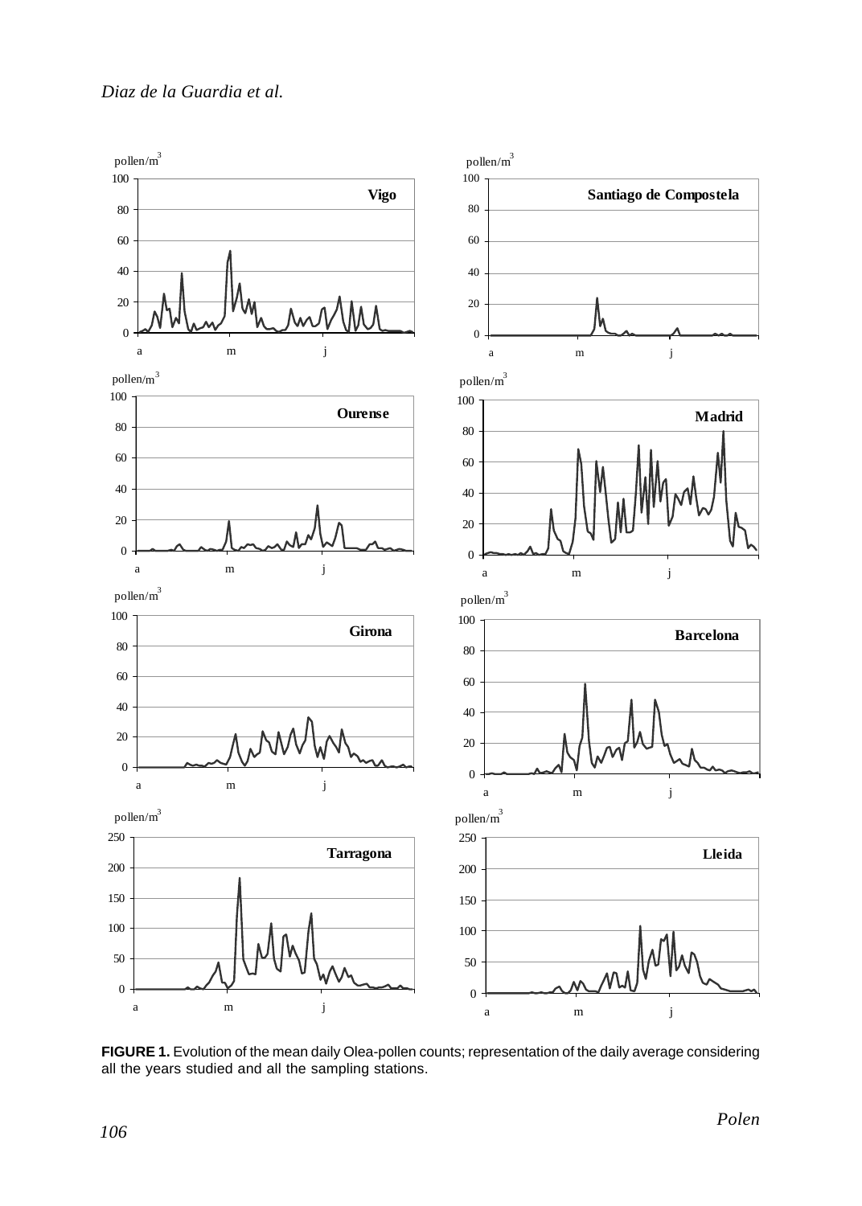**FIGURE 1.** Evolution of the mean daily Olea-pollen counts; representation of the daily average considering all the years studied and all the sampling stations.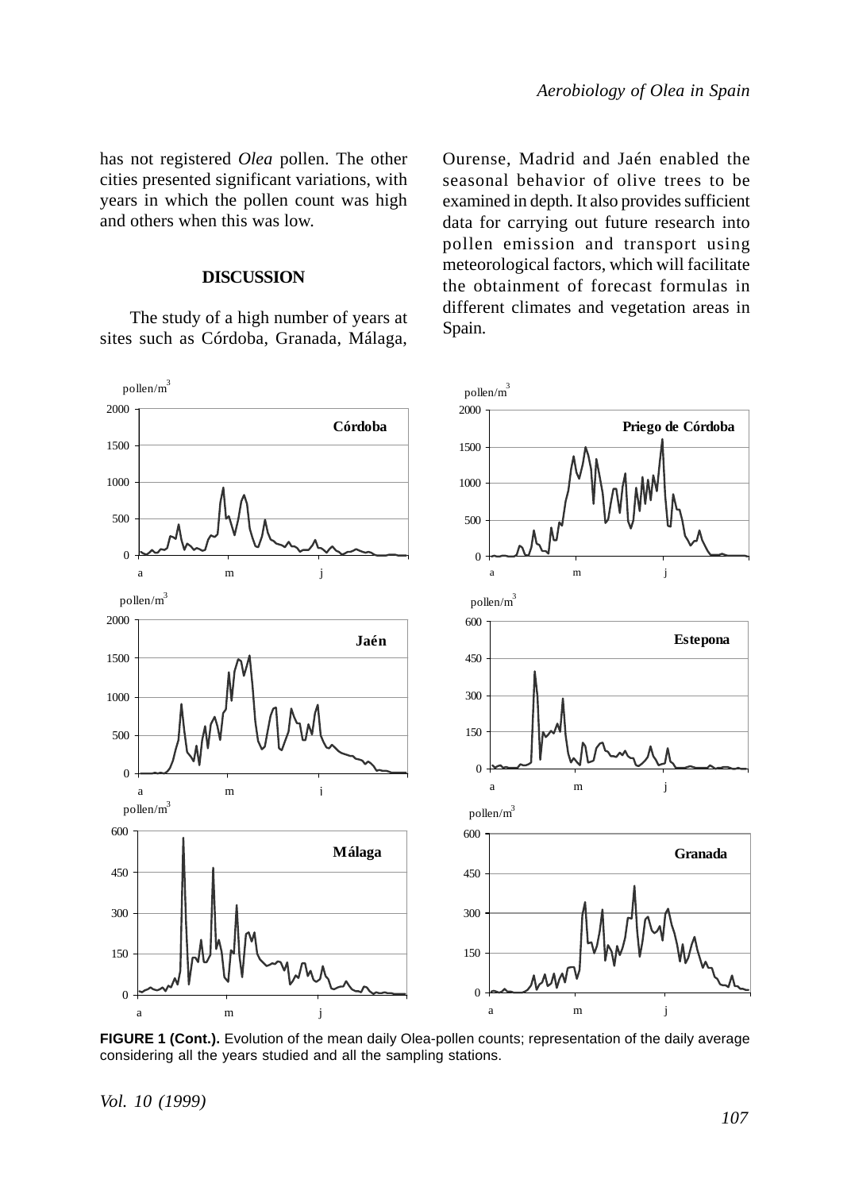has not registered *Olea* pollen. The other cities presented significant variations, with years in which the pollen count was high and others when this was low.

## DISCUSSION

The study of a high number of years at sites such as Córdoba, Granada, Málaga, Ourense, Madrid and Jaén enabled the seasonal behavior of olive trees to be examined in depth. It also provides sufficient data for carrying out future research into pollen emission and transport using meteorological factors, which will facilitate the obtainment of forecast formulas in different climates and vegetation areas in Spain.

**FIGURE 1 (Cont.).** Evolution of the mean daily Olea-pollen counts; representation of the daily average considering all the years studied and all the sampling stations.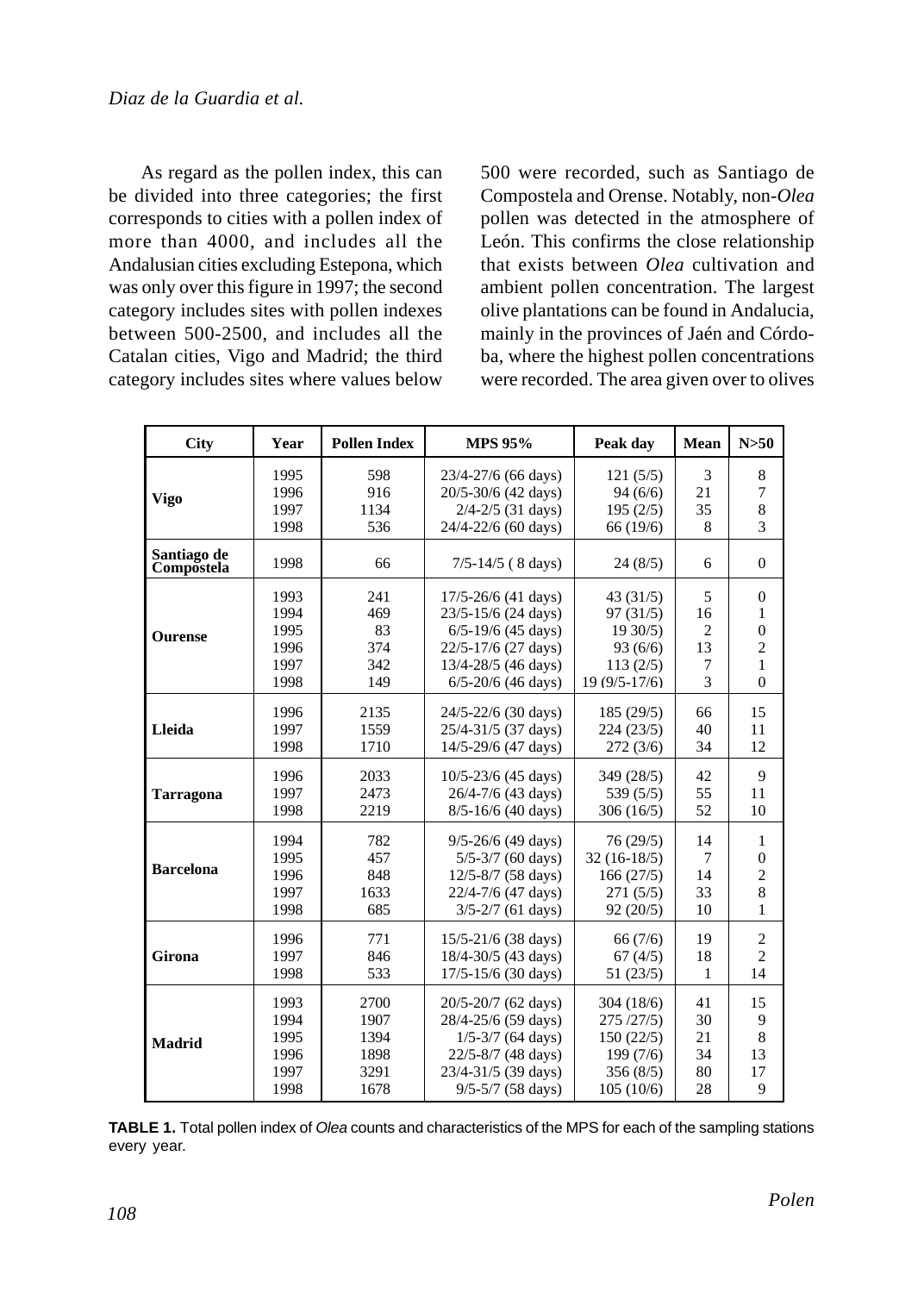As regard as the pollen index, this can be divided into three categories; the first corresponds to cities with a pollen index of more than 4000, and includes all the Andalusian cities excluding Estepona, which was only over this figure in 1997; the second category includes sites with pollen indexes between 500-2500, and includes all the Catalan cities, Vigo and Madrid; the third category includes sites where values below 500 were recorded, such as Santiago de Compostela and Orense. Notably, non-*Olea* pollen was detected in the atmosphere of León. This confirms the close relationship that exists between *Olea* cultivation and ambient pollen concentration. The largest olive plantations can be found in Andalucia, mainly in the provinces of Jaén and Córdoba, where the highest pollen concentrations were recorded. The area given over to olives

| City | Year | Pollen Index | MPS 95% | Peak day | Mean | N>50 |
|---|---|---|---|---|---|---|
| **Vigo** | 1995 | 598 | 23/4-27/6 (66 days) | 121 (5/5) | 3 | 8 |
| | 1996 | 916 | 20/5-30/6 (42 days) | 94 (6/6) | 21 | 7 |
| | 1997 | 1134 | 2/4-2/5 (31 days) | 195 (2/5) | 35 | 8 |
| | 1998 | 536 | 24/4-22/6 (60 days) | 66 (19/6) | 8 | 3 |
| **Santiago de Compostela** | 1998 | 66 | 7/5-14/5 ( 8 days) | 24 (8/5) | 6 | 0 |
| **Ourense** | 1993 | 241 | 17/5-26/6 (41 days) | 43 (31/5) | 5 | 0 |
| | 1994 | 469 | 23/5-15/6 (24 days) | 97 (31/5) | 16 | 1 |
| | 1995 | 83 | 6/5-19/6 (45 days) | 19 30/5) | 2 | 0 |
| | 1996 | 374 | 22/5-17/6 (27 days) | 93 (6/6) | 13 | 2 |
| | 1997 | 342 | 13/4-28/5 (46 days) | 113 (2/5) | 7 | 1 |
| | 1998 | 149 | 6/5-20/6 (46 days) | 19 (9/5-17/6) | 3 | 0 |
| **Lleida** | 1996 | 2135 | 24/5-22/6 (30 days) | 185 (29/5) | 66 | 15 |
| | 1997 | 1559 | 25/4-31/5 (37 days) | 224 (23/5) | 40 | 11 |
| | 1998 | 1710 | 14/5-29/6 (47 days) | 272 (3/6) | 34 | 12 |
| **Tarragona** | 1996 | 2033 | 10/5-23/6 (45 days) | 349 (28/5) | 42 | 9 |
| | 1997 | 2473 | 26/4-7/6 (43 days) | 539 (5/5) | 55 | 11 |
| | 1998 | 2219 | 8/5-16/6 (40 days) | 306 (16/5) | 52 | 10 |
| **Barcelona** | 1994 | 782 | 9/5-26/6 (49 days) | 76 (29/5) | 14 | 1 |
| | 1995 | 457 | 5/5-3/7 (60 days) | 32 (16-18/5) | 7 | 0 |
| | 1996 | 848 | 12/5-8/7 (58 days) | 166 (27/5) | 14 | 2 |
| | 1997 | 1633 | 22/4-7/6 (47 days) | 271 (5/5) | 33 | 8 |
| | 1998 | 685 | 3/5-2/7 (61 days) | 92 (20/5) | 10 | 1 |
| **Girona** | 1996 | 771 | 15/5-21/6 (38 days) | 66 (7/6) | 19 | 2 |
| | 1997 | 846 | 18/4-30/5 (43 days) | 67 (4/5) | 18 | 2 |
| | 1998 | 533 | 17/5-15/6 (30 days) | 51 (23/5) | 1 | 14 |
| **Madrid** | 1993 | 2700 | 20/5-20/7 (62 days) | 304 (18/6) | 41 | 15 |
| | 1994 | 1907 | 28/4-25/6 (59 days) | 275 /27/5) | 30 | 9 |
| | 1995 | 1394 | 1/5-3/7 (64 days) | 150 (22/5) | 21 | 8 |
| | 1996 | 1898 | 22/5-8/7 (48 days) | 199 (7/6) | 34 | 13 |
| | 1997 | 3291 | 23/4-31/5 (39 days) | 356 (8/5) | 80 | 17 |
| | 1998 | 1678 | 9/5-5/7 (58 days) | 105 (10/6) | 28 | 9 |

**TABLE 1.** Total pollen index of *Olea* counts and characteristics of the MPS for each of the sampling stations every year.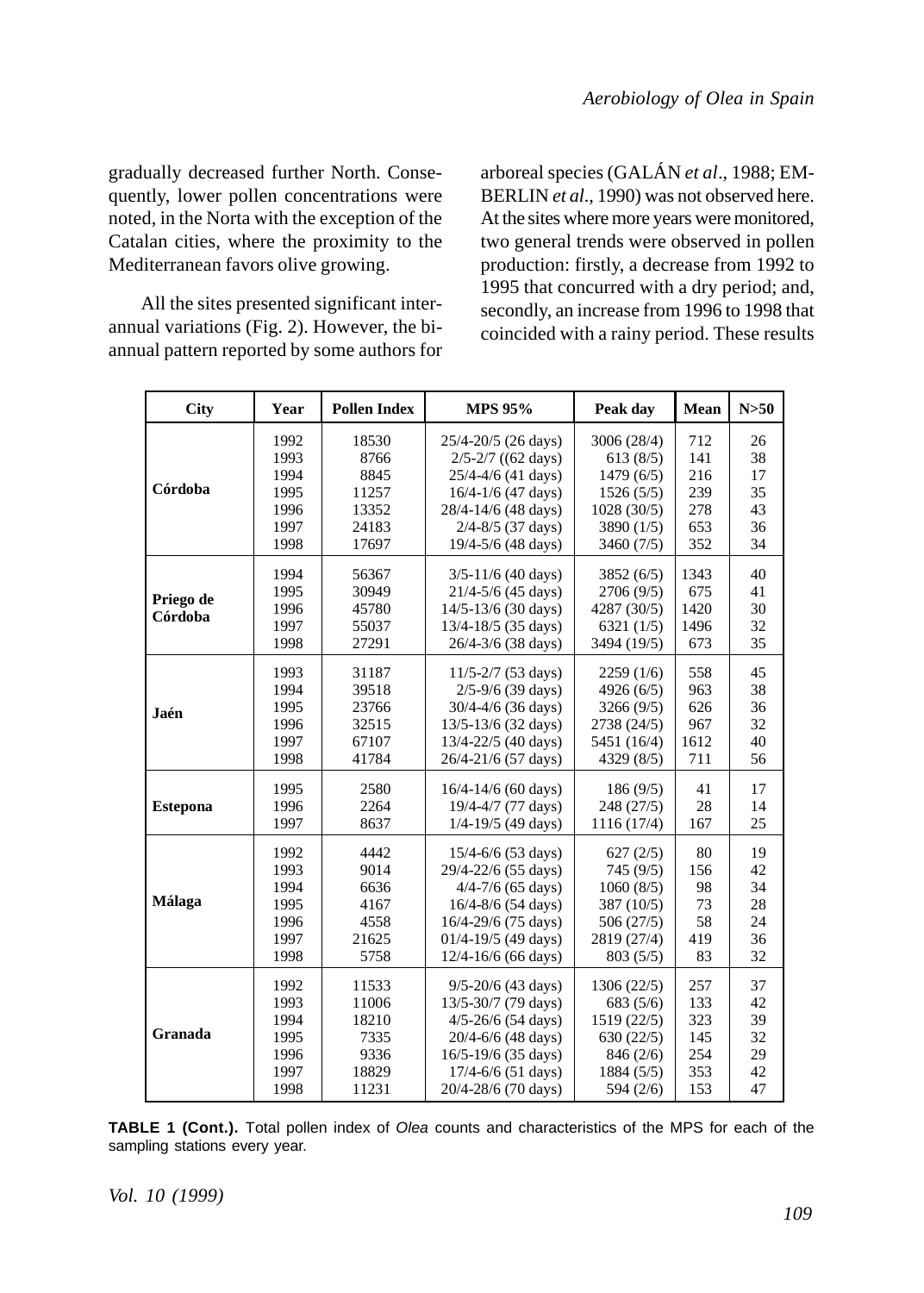gradually decreased further North. Consequently, lower pollen concentrations were noted, in the Norta with the exception of the Catalan cities, where the proximity to the Mediterranean favors olive growing.

All the sites presented significant inter-annual variations (Fig. 2). However, the bi-annual pattern reported by some authors for arboreal species (GALÁN *et al*., 1988; EMBERLIN *et al*., 1990) was not observed here. At the sites where more years were monitored, two general trends were observed in pollen production: firstly, a decrease from 1992 to 1995 that concurred with a dry period; and, secondly, an increase from 1996 to 1998 that coincided with a rainy period. These results

| City | Year | Pollen Index | MPS 95% | Peak day | Mean | N>50 |
|---|---|---|---|---|---|---|
| **Córdoba** | 1992 | 18530 | 25/4-20/5 (26 days) | 3006 (28/4) | 712 | 26 |
| | 1993 | 8766 | 2/5-2/7 ((62 days) | 613 (8/5) | 141 | 38 |
| | 1994 | 8845 | 25/4-4/6 (41 days) | 1479 (6/5) | 216 | 17 |
| | 1995 | 11257 | 16/4-1/6 (47 days) | 1526 (5/5) | 239 | 35 |
| | 1996 | 13352 | 28/4-14/6 (48 days) | 1028 (30/5) | 278 | 43 |
| | 1997 | 24183 | 2/4-8/5 (37 days) | 3890 (1/5) | 653 | 36 |
| | 1998 | 17697 | 19/4-5/6 (48 days) | 3460 (7/5) | 352 | 34 |
| **Priego de Córdoba** | 1994 | 56367 | 3/5-11/6 (40 days) | 3852 (6/5) | 1343 | 40 |
| | 1995 | 30949 | 21/4-5/6 (45 days) | 2706 (9/5) | 675 | 41 |
| | 1996 | 45780 | 14/5-13/6 (30 days) | 4287 (30/5) | 1420 | 30 |
| | 1997 | 55037 | 13/4-18/5 (35 days) | 6321 (1/5) | 1496 | 32 |
| | 1998 | 27291 | 26/4-3/6 (38 days) | 3494 (19/5) | 673 | 35 |
| **Jaén** | 1993 | 31187 | 11/5-2/7 (53 days) | 2259 (1/6) | 558 | 45 |
| | 1994 | 39518 | 2/5-9/6 (39 days) | 4926 (6/5) | 963 | 38 |
| | 1995 | 23766 | 30/4-4/6 (36 days) | 3266 (9/5) | 626 | 36 |
| | 1996 | 32515 | 13/5-13/6 (32 days) | 2738 (24/5) | 967 | 32 |
| | 1997 | 67107 | 13/4-22/5 (40 days) | 5451 (16/4) | 1612 | 40 |
| | 1998 | 41784 | 26/4-21/6 (57 days) | 4329 (8/5) | 711 | 56 |
| **Estepona** | 1995 | 2580 | 16/4-14/6 (60 days) | 186 (9/5) | 41 | 17 |
| | 1996 | 2264 | 19/4-4/7 (77 days) | 248 (27/5) | 28 | 14 |
| | 1997 | 8637 | 1/4-19/5 (49 days) | 1116 (17/4) | 167 | 25 |
| **Málaga** | 1992 | 4442 | 15/4-6/6 (53 days) | 627 (2/5) | 80 | 19 |
| | 1993 | 9014 | 29/4-22/6 (55 days) | 745 (9/5) | 156 | 42 |
| | 1994 | 6636 | 4/4-7/6 (65 days) | 1060 (8/5) | 98 | 34 |
| | 1995 | 4167 | 16/4-8/6 (54 days) | 387 (10/5) | 73 | 28 |
| | 1996 | 4558 | 16/4-29/6 (75 days) | 506 (27/5) | 58 | 24 |
| | 1997 | 21625 | 01/4-19/5 (49 days) | 2819 (27/4) | 419 | 36 |
| | 1998 | 5758 | 12/4-16/6 (66 days) | 803 (5/5) | 83 | 32 |
| **Granada** | 1992 | 11533 | 9/5-20/6 (43 days) | 1306 (22/5) | 257 | 37 |
| | 1993 | 11006 | 13/5-30/7 (79 days) | 683 (5/6) | 133 | 42 |
| | 1994 | 18210 | 4/5-26/6 (54 days) | 1519 (22/5) | 323 | 39 |
| | 1995 | 7335 | 20/4-6/6 (48 days) | 630 (22/5) | 145 | 32 |
| | 1996 | 9336 | 16/5-19/6 (35 days) | 846 (2/6) | 254 | 29 |
| | 1997 | 18829 | 17/4-6/6 (51 days) | 1884 (5/5) | 353 | 42 |
| | 1998 | 11231 | 20/4-28/6 (70 days) | 594 (2/6) | 153 | 47 |

**TABLE 1 (Cont.).** Total pollen index of *Olea* counts and characteristics of the MPS for each of the sampling stations every year.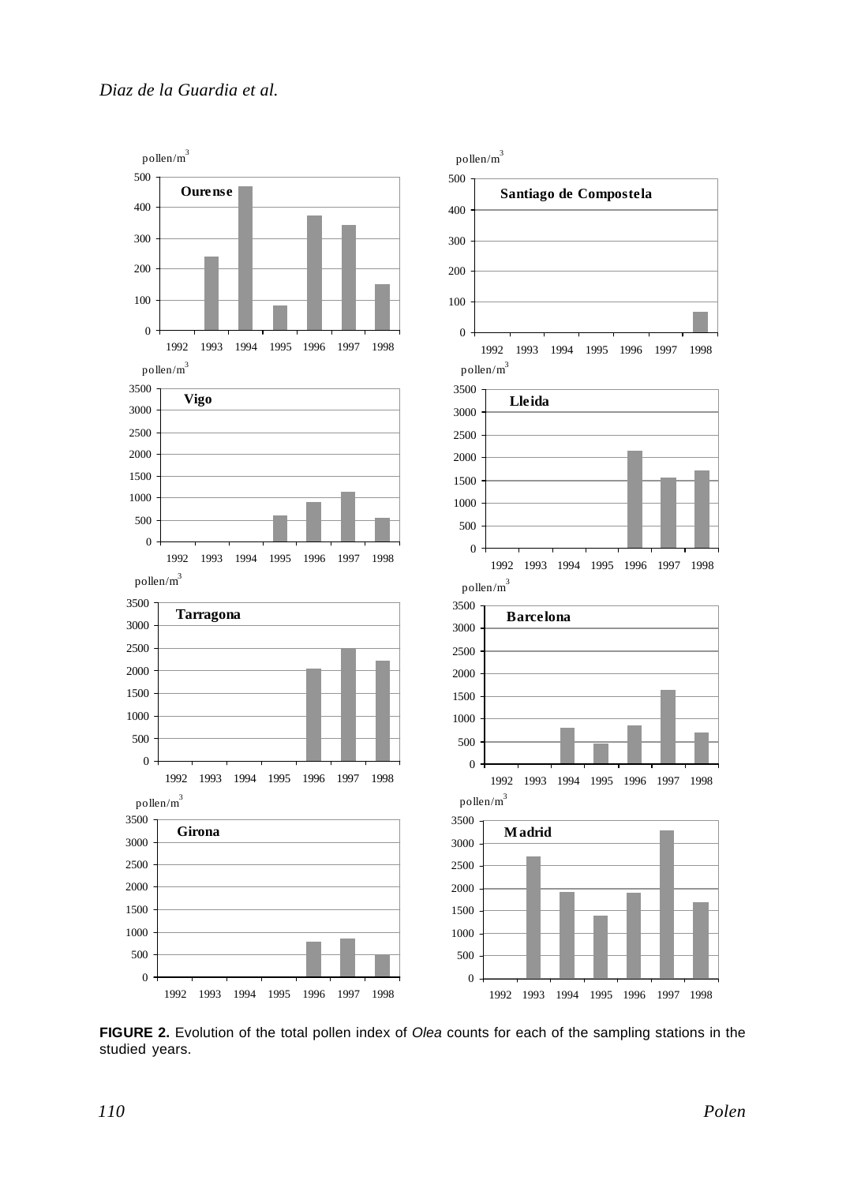**FIGURE 2.** Evolution of the total pollen index of *Olea* counts for each of the sampling stations in the studied years.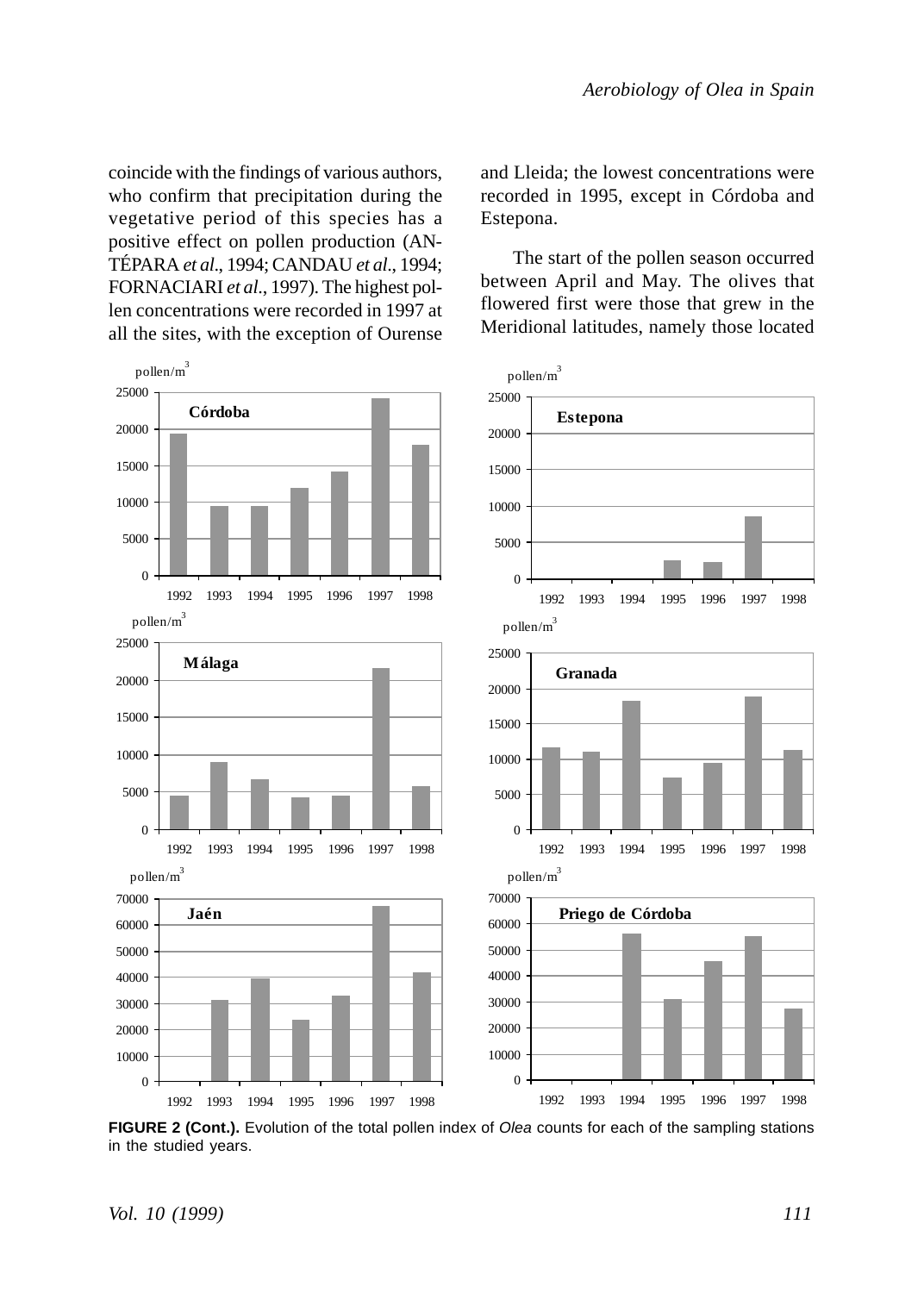coincide with the findings of various authors, who confirm that precipitation during the vegetative period of this species has a positive effect on pollen production (ANTÉPARA *et al*., 1994; CANDAU *et al*., 1994; FORNACIARI *et al*., 1997). The highest pollen concentrations were recorded in 1997 at all the sites, with the exception of Ourense and Lleida; the lowest concentrations were recorded in 1995, except in Córdoba and Estepona.

The start of the pollen season occurred between April and May. The olives that flowered first were those that grew in the Meridional latitudes, namely those located

**FIGURE 2 (Cont.).** Evolution of the total pollen index of *Olea* counts for each of the sampling stations in the studied years.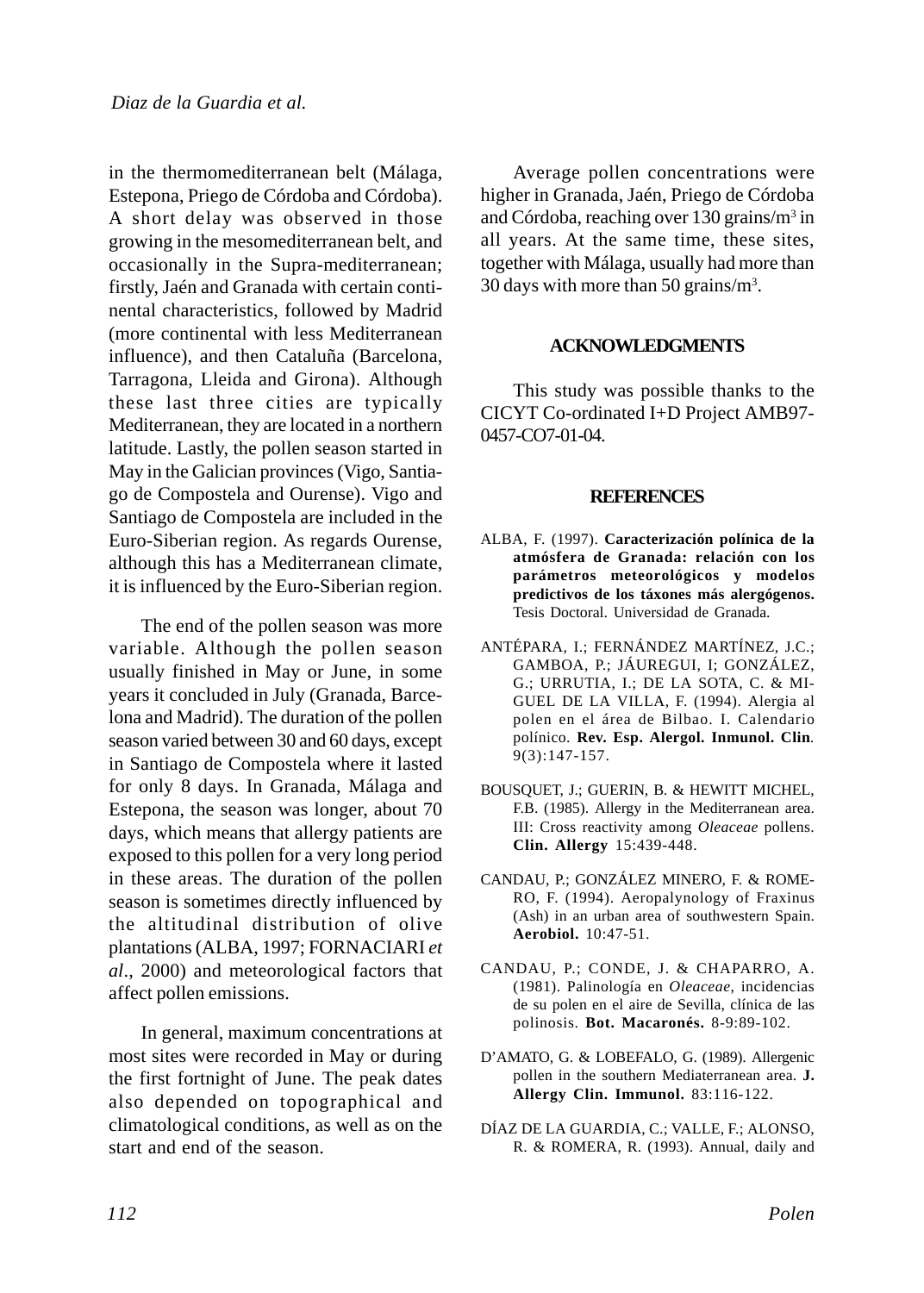in the thermomediterranean belt (Málaga, Estepona, Priego de Córdoba and Córdoba). A short delay was observed in those growing in the mesomediterranean belt, and occasionally in the Supra-mediterranean; firstly, Jaén and Granada with certain continental characteristics, followed by Madrid (more continental with less Mediterranean influence), and then Cataluña (Barcelona, Tarragona, Lleida and Girona). Although these last three cities are typically Mediterranean, they are located in a northern latitude. Lastly, the pollen season started in May in the Galician provinces (Vigo, Santiago de Compostela and Ourense). Vigo and Santiago de Compostela are included in the Euro-Siberian region. As regards Ourense, although this has a Mediterranean climate, it is influenced by the Euro-Siberian region.

The end of the pollen season was more variable. Although the pollen season usually finished in May or June, in some years it concluded in July (Granada, Barcelona and Madrid). The duration of the pollen season varied between 30 and 60 days, except in Santiago de Compostela where it lasted for only 8 days. In Granada, Málaga and Estepona, the season was longer, about 70 days, which means that allergy patients are exposed to this pollen for a very long period in these areas. The duration of the pollen season is sometimes directly influenced by the altitudinal distribution of olive plantations (ALBA, 1997; FORNACIARI *et al*., 2000) and meteorological factors that affect pollen emissions.

In general, maximum concentrations at most sites were recorded in May or during the first fortnight of June. The peak dates also depended on topographical and climatological conditions, as well as on the start and end of the season.

Average pollen concentrations were higher in Granada, Jaén, Priego de Córdoba and Córdoba, reaching over 130 grains/m$^3$ in all years. At the same time, these sites, together with Málaga, usually had more than 30 days with more than 50 grains/m$^3$.

## ACKNOWLEDGMENTS

This study was possible thanks to the CICYT Co-ordinated I+D Project AMB97-0457-CO7-01-04.

## REFERENCES

ALBA, F. (1997). **Caracterización polínica de la atmósfera de Granada: relación con los parámetros meteorológicos y modelos predictivos de los táxones más alergógenos.** Tesis Doctoral. Universidad de Granada.

ANTÉPARA, I.; FERNÁNDEZ MARTÍNEZ, J.C.; GAMBOA, P.; JÁUREGUI, I; GONZÁLEZ, G.; URRUTIA, I.; DE LA SOTA, C. & MIGUEL DE LA VILLA, F. (1994). Alergia al polen en el área de Bilbao. I. Calendario polínico. **Rev. Esp. Alergol. Inmunol. Clin**. 9(3):147-157.

BOUSQUET, J.; GUERIN, B. & HEWITT MICHEL, F.B. (1985). Allergy in the Mediterranean area. III: Cross reactivity among *Oleaceae* pollens. **Clin. Allergy** 15:439-448.

CANDAU, P.; GONZÁLEZ MINERO, F. & ROMERO, F. (1994). Aeropalynology of Fraxinus (Ash) in an urban area of southwestern Spain. **Aerobiol.** 10:47-51.

CANDAU, P.; CONDE, J. & CHAPARRO, A. (1981). Palinología en *Oleaceae*, incidencias de su polen en el aire de Sevilla, clínica de las polinosis. **Bot. Macaronés.** 8-9:89-102.

D'AMATO, G. & LOBEFALO, G. (1989). Allergenic pollen in the southern Mediaterranean area. **J. Allergy Clin. Immunol.** 83:116-122.

DÍAZ DE LA GUARDIA, C.; VALLE, F.; ALONSO, R. & ROMERA, R. (1993). Annual, daily and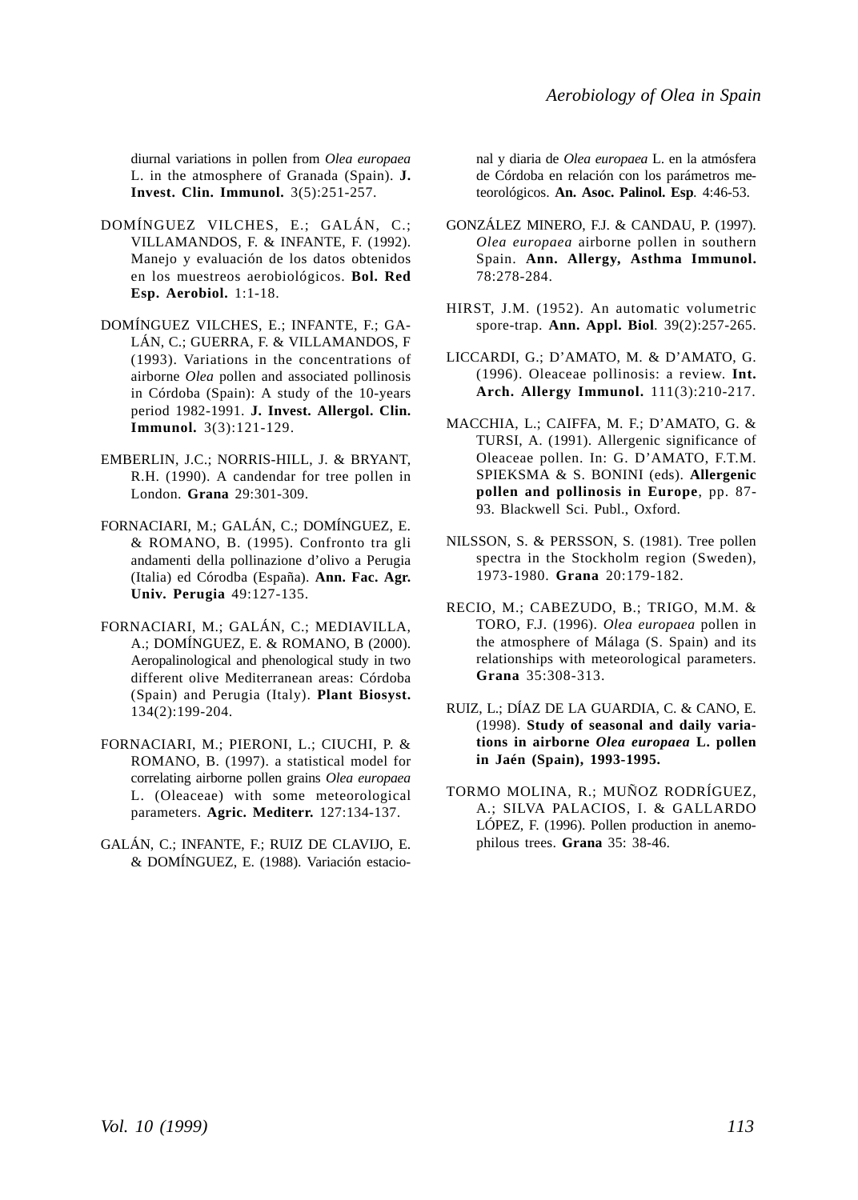diurnal variations in pollen from *Olea europaea* L. in the atmosphere of Granada (Spain). **J. Invest. Clin. Immunol.** 3(5):251-257.

DOMÍNGUEZ VILCHES, E.; GALÁN, C.; VILLAMANDOS, F. & INFANTE, F. (1992). Manejo y evaluación de los datos obtenidos en los muestreos aerobiológicos. **Bol. Red Esp. Aerobiol.** 1:1-18.

DOMÍNGUEZ VILCHES, E.; INFANTE, F.; GALÁN, C.; GUERRA, F. & VILLAMANDOS, F (1993). Variations in the concentrations of airborne *Olea* pollen and associated pollinosis in Córdoba (Spain): A study of the 10-years period 1982-1991. **J. Invest. Allergol. Clin. Immunol.** 3(3):121-129.

EMBERLIN, J.C.; NORRIS-HILL, J. & BRYANT, R.H. (1990). A candendar for tree pollen in London. **Grana** 29:301-309.

FORNACIARI, M.; GALÁN, C.; DOMÍNGUEZ, E. & ROMANO, B. (1995). Confronto tra gli andamenti della pollinazione d'olivo a Perugia (Italia) ed Córodba (España). **Ann. Fac. Agr. Univ. Perugia** 49:127-135.

FORNACIARI, M.; GALÁN, C.; MEDIAVILLA, A.; DOMÍNGUEZ, E. & ROMANO, B (2000). Aeropalinological and phenological study in two different olive Mediterranean areas: Córdoba (Spain) and Perugia (Italy). **Plant Biosyst.** 134(2):199-204.

FORNACIARI, M.; PIERONI, L.; CIUCHI, P. & ROMANO, B. (1997). a statistical model for correlating airborne pollen grains *Olea europaea* L. (Oleaceae) with some meteorological parameters. **Agric. Mediterr.** 127:134-137.

GALÁN, C.; INFANTE, F.; RUIZ DE CLAVIJO, E. & DOMÍNGUEZ, E. (1988). Variación estacional y diaria de *Olea europaea* L. en la atmósfera de Córdoba en relación con los parámetros meteorológicos. **An. Asoc. Palinol. Esp***.* 4:46-53.

GONZÁLEZ MINERO, F.J. & CANDAU, P. (1997). *Olea europaea* airborne pollen in southern Spain. **Ann. Allergy, Asthma Immunol.** 78:278-284.

HIRST, J.M. (1952). An automatic volumetric spore-trap. **Ann. Appl. Biol***.* 39(2):257-265.

LICCARDI, G.; D'AMATO, M. & D'AMATO, G. (1996). Oleaceae pollinosis: a review. **Int. Arch. Allergy Immunol.** 111(3):210-217.

MACCHIA, L.; CAIFFA, M. F.; D'AMATO, G. & TURSI, A. (1991). Allergenic significance of Oleaceae pollen. In: G. D'AMATO, F.T.M. SPIEKSMA & S. BONINI (eds). **Allergenic pollen and pollinosis in Europe**, pp. 87-93. Blackwell Sci. Publ., Oxford.

NILSSON, S. & PERSSON, S. (1981). Tree pollen spectra in the Stockholm region (Sweden), 1973-1980. **Grana** 20:179-182.

RECIO, M.; CABEZUDO, B.; TRIGO, M.M. & TORO, F.J. (1996). *Olea europaea* pollen in the atmosphere of Málaga (S. Spain) and its relationships with meteorological parameters. **Grana** 35:308-313.

RUIZ, L.; DÍAZ DE LA GUARDIA, C. & CANO, E. (1998). **Study of seasonal and daily variations in airborne *Olea europaea* L. pollen in Jaén (Spain), 1993-1995.**

TORMO MOLINA, R.; MUÑOZ RODRÍGUEZ, A.; SILVA PALACIOS, I. & GALLARDO LÓPEZ, F. (1996). Pollen production in anemophilous trees. **Grana** 35: 38-46.